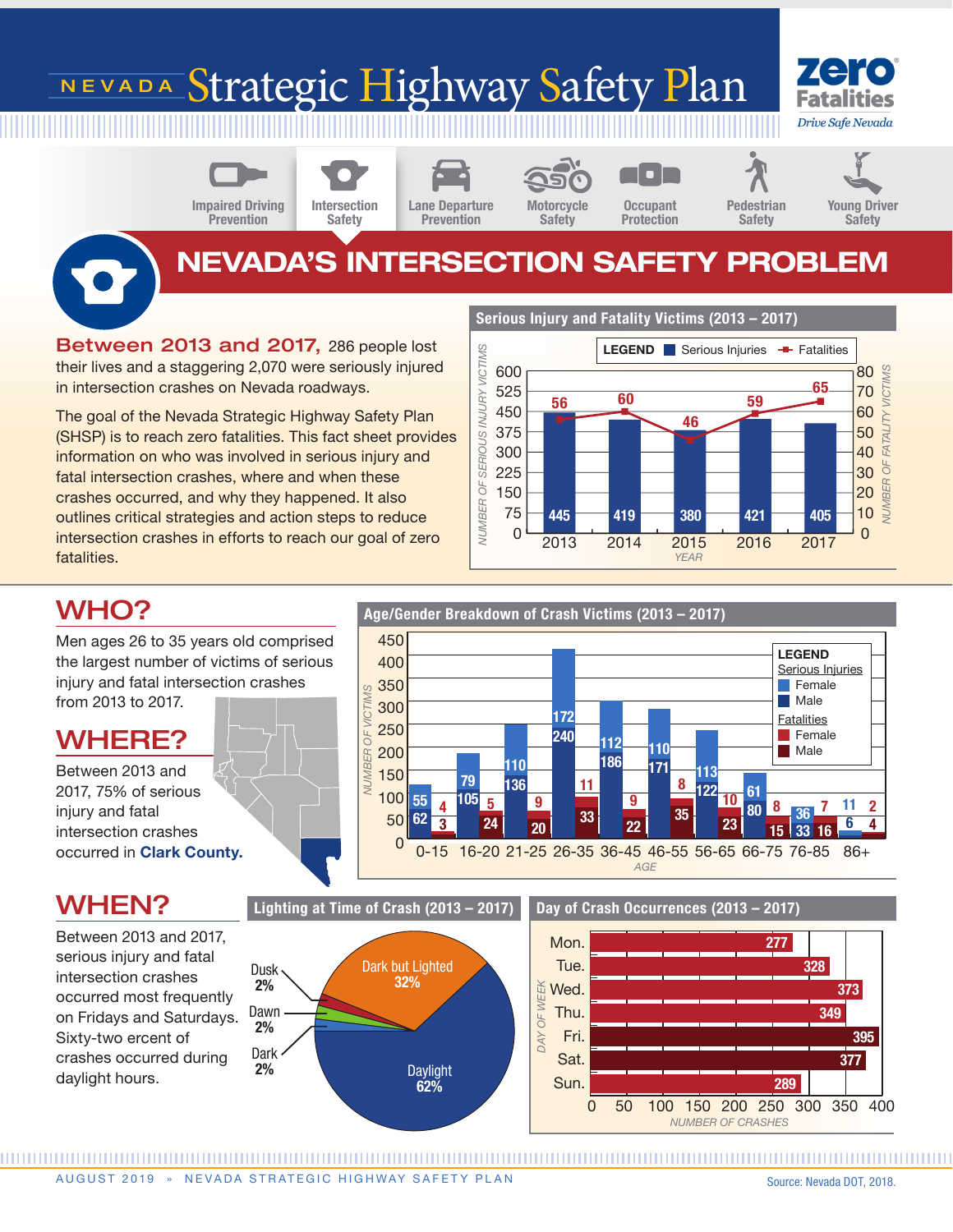# NEVADA Strategic Highway Safety Plan

zero Fatalities — Drive Safe Nevada

Impaired Driving Prevention | Intersection Safety | Lane Departure Prevention | Motorcycle Safety | Occupant Protection | Pedestrian Safety | Young Driver Safety

## NEVADA'S INTERSECTION SAFETY PROBLEM

**Between 2013 and 2017,** 286 people lost their lives and a staggering 2,070 were seriously injured in intersection crashes on Nevada roadways.

The goal of the Nevada Strategic Highway Safety Plan (SHSP) is to reach zero fatalities. This fact sheet provides information on who was involved in serious injury and fatal intersection crashes, where and when these crashes occurred, and why they happened. It also outlines critical strategies and action steps to reduce intersection crashes in efforts to reach our goal of zero fatalities.

### Serious Injury and Fatality Victims (2013 – 2017)

| Year | Serious Injuries | Fatalities |
|---|---|---|
| 2013 | 445 | 56 |
| 2014 | 419 | 60 |
| 2015 | 380 | 46 |
| 2016 | 421 | 59 |
| 2017 | 405 | 65 |

## WHO?

Men ages 26 to 35 years old comprised the largest number of victims of serious injury and fatal intersection crashes from 2013 to 2017.

### Age/Gender Breakdown of Crash Victims (2013 – 2017)

| Age | Serious Injuries – Female | Serious Injuries – Male | Fatalities – Female | Fatalities – Male |
|---|---|---|---|---|
| 0-15 | 55 | 62 | 4 | 3 |
| 16-20 | 79 | 105 | 5 | 24 |
| 21-25 | 110 | 136 | 9 | 20 |
| 26-35 | 172 | 240 | 11 | 33 |
| 36-45 | 112 | 186 | 9 | 22 |
| 46-55 | 110 | 171 | 8 | 35 |
| 56-65 | 113 | 122 | 10 | 23 |
| 66-75 | 61 | 80 | 8 | 15 |
| 76-85 | 36 | 33 | 7 | 16 |
| 86+ | 11 | 6 | 2 | 4 |

## WHERE?

Between 2013 and 2017, 75% of serious injury and fatal intersection crashes occurred in **Clark County.**

## WHEN?

Between 2013 and 2017, serious injury and fatal intersection crashes occurred most frequently on Fridays and Saturdays. Sixty-two percent of crashes occurred during daylight hours.

### Lighting at Time of Crash (2013 – 2017)

| Lighting | Percent |
|---|---|
| Daylight | 62% |
| Dark but Lighted | 32% |
| Dusk | 2% |
| Dawn | 2% |
| Dark | 2% |

### Day of Crash Occurrences (2013 – 2017)

| Day | Number of Crashes |
|---|---|
| Mon. | 277 |
| Tue. | 328 |
| Wed. | 373 |
| Thu. | 349 |
| Fri. | 395 |
| Sat. | 377 |
| Sun. | 289 |

AUGUST 2019 » NEVADA STRATEGIC HIGHWAY SAFETY PLAN

Source: Nevada DOT, 2018.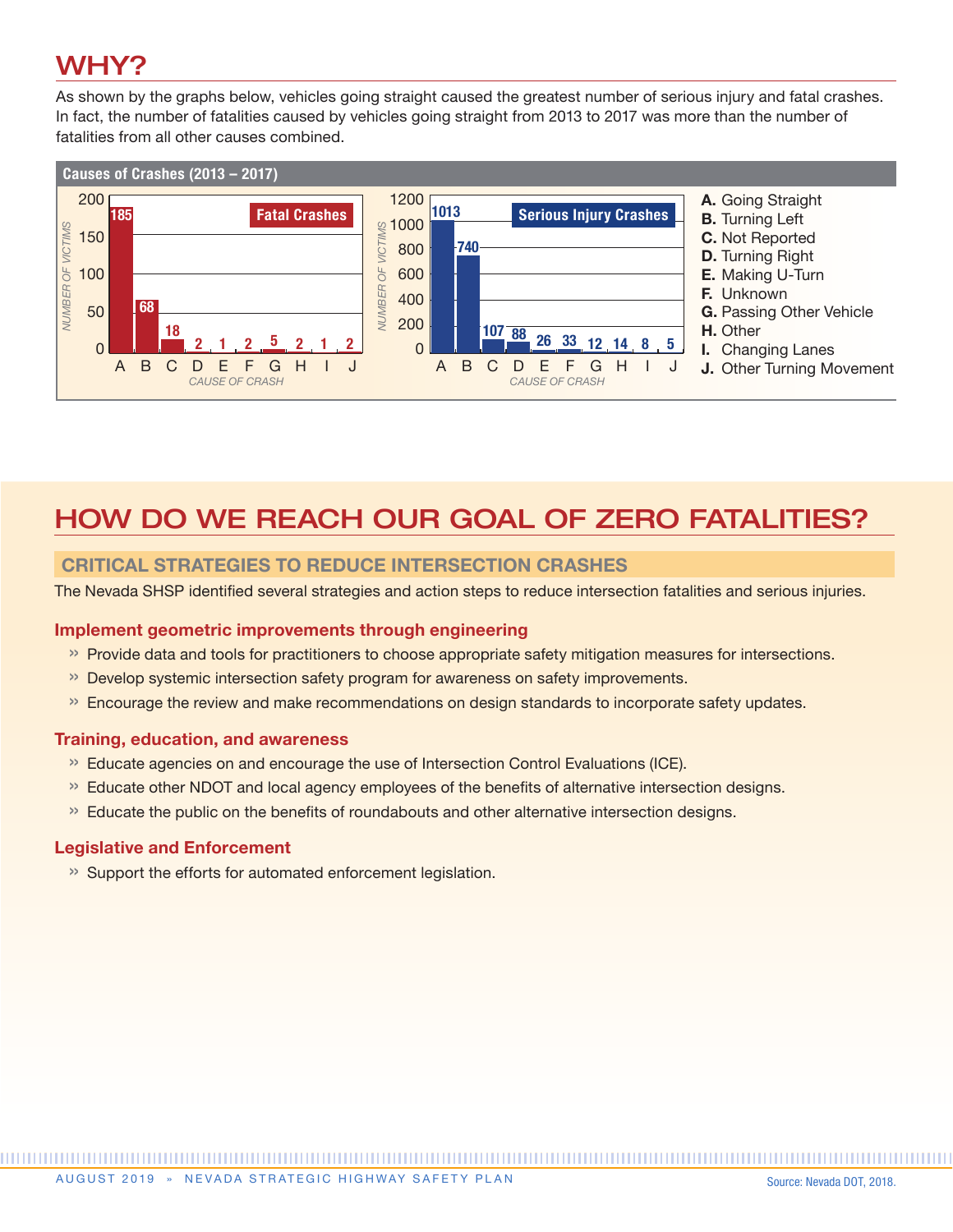## WHY?

As shown by the graphs below, vehicles going straight caused the greatest number of serious injury and fatal crashes. In fact, the number of fatalities caused by vehicles going straight from 2013 to 2017 was more than the number of fatalities from all other causes combined.

**Causes of Crashes (2013 – 2017)**

Fatal Crashes

NUMBER OF VICTIMS

200
150
100
50
0

185 68 18 2 1 2 5 2 1 2

A B C D E F G H I J

CAUSE OF CRASH

Serious Injury Crashes

NUMBER OF VICTIMS

1200
1000
800
600
400
200
0

1013 740 107 88 26 33 12 14 8 5

A B C D E F G H I J

CAUSE OF CRASH

**A.** Going Straight
**B.** Turning Left
**C.** Not Reported
**D.** Turning Right
**E.** Making U-Turn
**F.** Unknown
**G.** Passing Other Vehicle
**H.** Other
**I.** Changing Lanes
**J.** Other Turning Movement

Source: Nevada DOT, 2018.

# HOW DO WE REACH OUR GOAL OF ZERO FATALITIES?

## CRITICAL STRATEGIES TO REDUCE INTERSECTION CRASHES

The Nevada SHSP identified several strategies and action steps to reduce intersection fatalities and serious injuries.

### Implement geometric improvements through engineering

- Provide data and tools for practitioners to choose appropriate safety mitigation measures for intersections.
- Develop systemic intersection safety program for awareness on safety improvements.
- Encourage the review and make recommendations on design standards to incorporate safety updates.

### Training, education, and awareness

- Educate agencies on and encourage the use of Intersection Control Evaluations (ICE).
- Educate other NDOT and local agency employees of the benefits of alternative intersection designs.
- Educate the public on the benefits of roundabouts and other alternative intersection designs.

### Legislative and Enforcement

- Support the efforts for automated enforcement legislation.